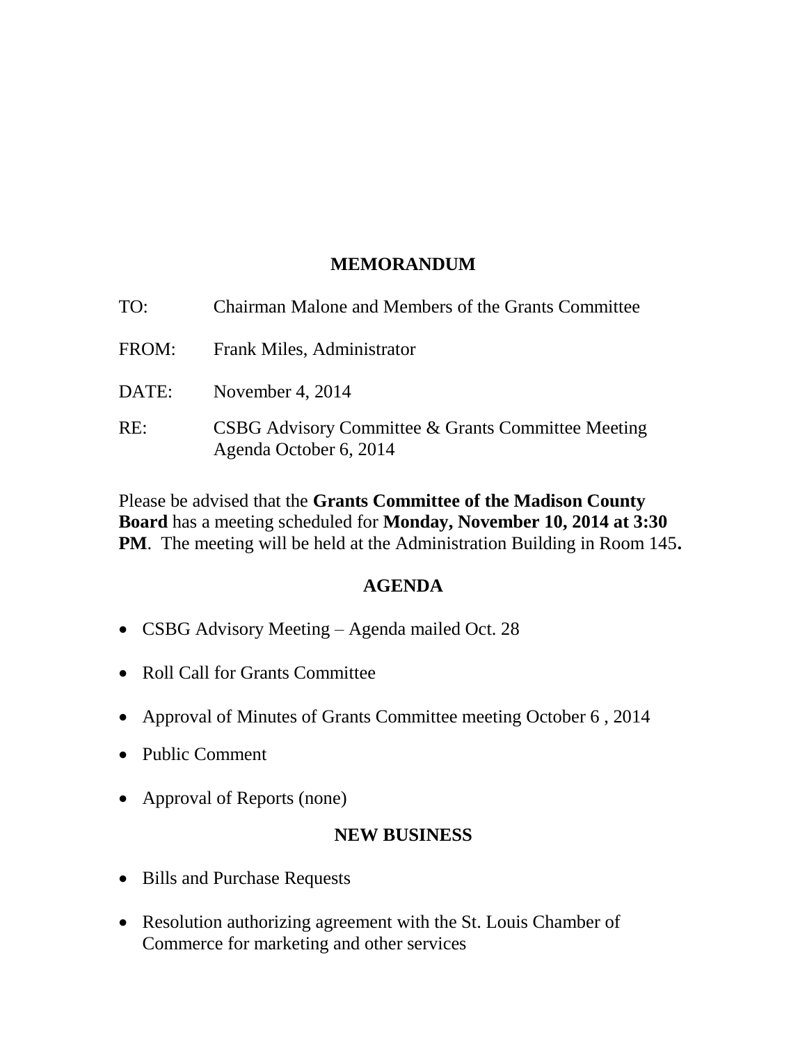# MEMORANDUM

TO: Chairman Malone and Members of the Grants Committee

FROM: Frank Miles, Administrator

DATE: November 4, 2014

RE: CSBG Advisory Committee & Grants Committee Meeting Agenda October 6, 2014

Please be advised that the **Grants Committee of the Madison County Board** has a meeting scheduled for **Monday, November 10, 2014 at 3:30 PM**. The meeting will be held at the Administration Building in Room 145**.**

## AGENDA

- CSBG Advisory Meeting – Agenda mailed Oct. 28
- Roll Call for Grants Committee
- Approval of Minutes of Grants Committee meeting October 6 , 2014
- Public Comment
- Approval of Reports (none)

## NEW BUSINESS

- Bills and Purchase Requests
- Resolution authorizing agreement with the St. Louis Chamber of Commerce for marketing and other services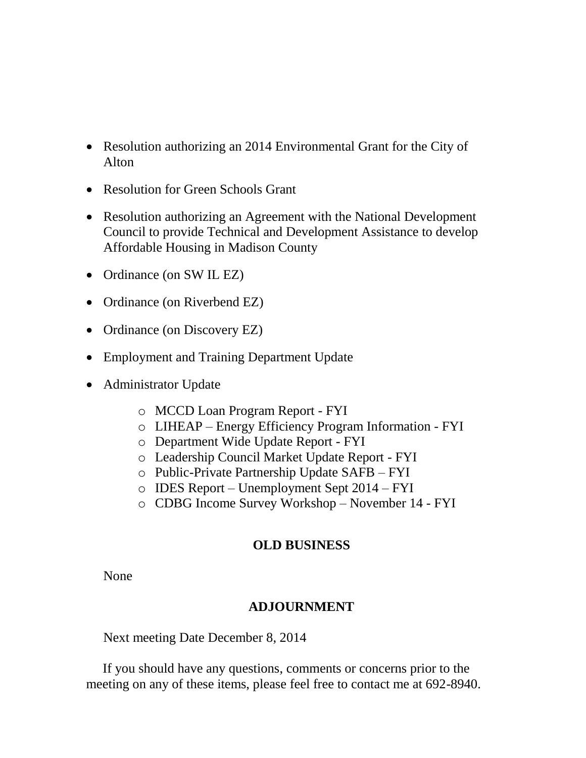- Resolution authorizing an 2014 Environmental Grant for the City of Alton
- Resolution for Green Schools Grant
- Resolution authorizing an Agreement with the National Development Council to provide Technical and Development Assistance to develop Affordable Housing in Madison County
- Ordinance (on SW IL EZ)
- Ordinance (on Riverbend EZ)
- Ordinance (on Discovery EZ)
- Employment and Training Department Update
- Administrator Update
  - MCCD Loan Program Report - FYI
  - LIHEAP – Energy Efficiency Program Information - FYI
  - Department Wide Update Report - FYI
  - Leadership Council Market Update Report - FYI
  - Public-Private Partnership Update SAFB – FYI
  - IDES Report – Unemployment Sept 2014 – FYI
  - CDBG Income Survey Workshop – November 14 - FYI

**OLD BUSINESS**

None

**ADJOURNMENT**

Next meeting Date December 8, 2014

If you should have any questions, comments or concerns prior to the meeting on any of these items, please feel free to contact me at 692-8940.